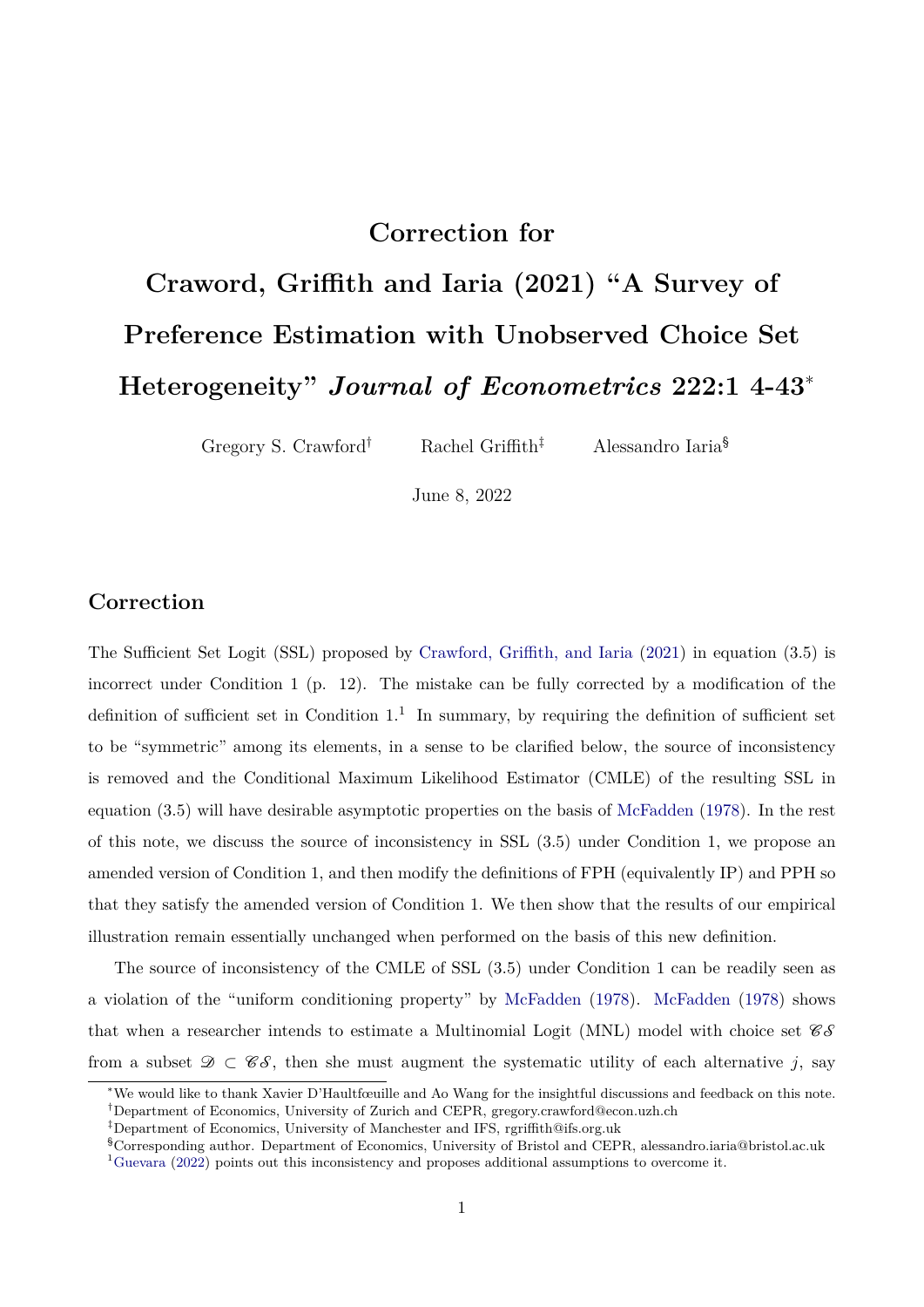# Correction for Craword, Griffith and Iaria (2021) "A Survey of Preference Estimation with Unobserved Choice Set Heterogeneity" *Journal of Econometrics* 222:1 4-43[*]

Gregory S. Crawford[†] Rachel Griffith[‡] Alessandro Iaria[§]

June 8, 2022

## Correction

The Sufficient Set Logit (SSL) proposed by Crawford, Griffith, and Iaria (2021) in equation (3.5) is incorrect under Condition 1 (p. 12). The mistake can be fully corrected by a modification of the definition of sufficient set in Condition 1.[1] In summary, by requiring the definition of sufficient set to be "symmetric" among its elements, in a sense to be clarified below, the source of inconsistency is removed and the Conditional Maximum Likelihood Estimator (CMLE) of the resulting SSL in equation (3.5) will have desirable asymptotic properties on the basis of McFadden (1978). In the rest of this note, we discuss the source of inconsistency in SSL (3.5) under Condition 1, we propose an amended version of Condition 1, and then modify the definitions of FPH (equivalently IP) and PPH so that they satisfy the amended version of Condition 1. We then show that the results of our empirical illustration remain essentially unchanged when performed on the basis of this new definition.

The source of inconsistency of the CMLE of SSL (3.5) under Condition 1 can be readily seen as a violation of the "uniform conditioning property" by McFadden (1978). McFadden (1978) shows that when a researcher intends to estimate a Multinomial Logit (MNL) model with choice set $\mathscr{CS}$ from a subset $\mathscr{D} \subset \mathscr{CS}$, then she must augment the systematic utility of each alternative $j$, say

---

[*] We would like to thank Xavier D'Haultfœuille and Ao Wang for the insightful discussions and feedback on this note.

[†] Department of Economics, University of Zurich and CEPR, gregory.crawford@econ.uzh.ch

[‡] Department of Economics, University of Manchester and IFS, rgriffith@ifs.org.uk

[§] Corresponding author. Department of Economics, University of Bristol and CEPR, alessandro.iaria@bristol.ac.uk

[1] Guevara (2022) points out this inconsistency and proposes additional assumptions to overcome it.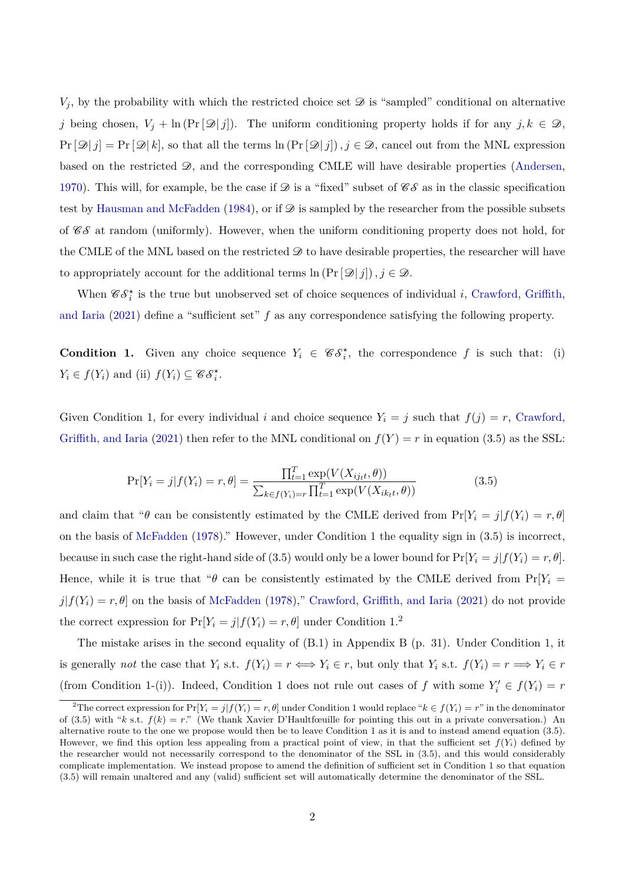$V_j$, by the probability with which the restricted choice set $\mathscr{D}$ is "sampled" conditional on alternative $j$ being chosen, $V_j + \ln(\Pr[\mathscr{D}|\, j])$. The uniform conditioning property holds if for any $j, k \in \mathscr{D}$, $\Pr[\mathscr{D}|\, j] = \Pr[\mathscr{D}|\, k]$, so that all the terms $\ln(\Pr[\mathscr{D}|\, j])\,, j \in \mathscr{D}$, cancel out from the MNL expression based on the restricted $\mathscr{D}$, and the corresponding CMLE will have desirable properties (Andersen, 1970). This will, for example, be the case if $\mathscr{D}$ is a "fixed" subset of $\mathscr{CS}$ as in the classic specification test by Hausman and McFadden (1984), or if $\mathscr{D}$ is sampled by the researcher from the possible subsets of $\mathscr{CS}$ at random (uniformly). However, when the uniform conditioning property does not hold, for the CMLE of the MNL based on the restricted $\mathscr{D}$ to have desirable properties, the researcher will have to appropriately account for the additional terms $\ln(\Pr[\mathscr{D}|\, j])\,, j \in \mathscr{D}$.

When $\mathscr{CS}_i^\star$ is the true but unobserved set of choice sequences of individual $i$, Crawford, Griffith, and Iaria (2021) define a "sufficient set" $f$ as any correspondence satisfying the following property.

**Condition 1.** Given any choice sequence $Y_i \in \mathscr{CS}_i^\star$, the correspondence $f$ is such that: (i) $Y_i \in f(Y_i)$ and (ii) $f(Y_i) \subseteq \mathscr{CS}_i^\star$.

Given Condition 1, for every individual $i$ and choice sequence $Y_i = j$ such that $f(j) = r$, Crawford, Griffith, and Iaria (2021) then refer to the MNL conditional on $f(Y) = r$ in equation (3.5) as the SSL:

$$\Pr[Y_i = j | f(Y_i) = r, \theta] = \frac{\prod_{t=1}^{T} \exp(V(X_{ij_tt}, \theta))}{\sum_{k \in f(Y_i)=r} \prod_{t=1}^{T} \exp(V(X_{ik_tt}, \theta))} \tag{3.5}$$

and claim that "$\theta$ can be consistently estimated by the CMLE derived from $\Pr[Y_i = j|f(Y_i) = r, \theta]$ on the basis of McFadden (1978)." However, under Condition 1 the equality sign in (3.5) is incorrect, because in such case the right-hand side of (3.5) would only be a lower bound for $\Pr[Y_i = j|f(Y_i) = r, \theta]$. Hence, while it is true that "$\theta$ can be consistently estimated by the CMLE derived from $\Pr[Y_i = j|f(Y_i) = r, \theta]$ on the basis of McFadden (1978)," Crawford, Griffith, and Iaria (2021) do not provide the correct expression for $\Pr[Y_i = j|f(Y_i) = r, \theta]$ under Condition 1.[2]

The mistake arises in the second equality of (B.1) in Appendix B (p. 31). Under Condition 1, it is generally *not* the case that $Y_i$ s.t. $f(Y_i) = r \iff Y_i \in r$, but only that $Y_i$ s.t. $f(Y_i) = r \implies Y_i \in r$ (from Condition 1-(i)). Indeed, Condition 1 does not rule out cases of $f$ with some $Y_i' \in f(Y_i) = r$

[2]The correct expression for $\Pr[Y_i = j|f(Y_i) = r, \theta]$ under Condition 1 would replace "$k \in f(Y_i) = r$" in the denominator of (3.5) with "$k$ s.t. $f(k) = r$." (We thank Xavier D'Haultfœuille for pointing this out in a private conversation.) An alternative route to the one we propose would then be to leave Condition 1 as it is and to instead amend equation (3.5). However, we find this option less appealing from a practical point of view, in that the sufficient set $f(Y_i)$ defined by the researcher would not necessarily correspond to the denominator of the SSL in (3.5), and this would considerably complicate implementation. We instead propose to amend the definition of sufficient set in Condition 1 so that equation (3.5) will remain unaltered and any (valid) sufficient set will automatically determine the denominator of the SSL.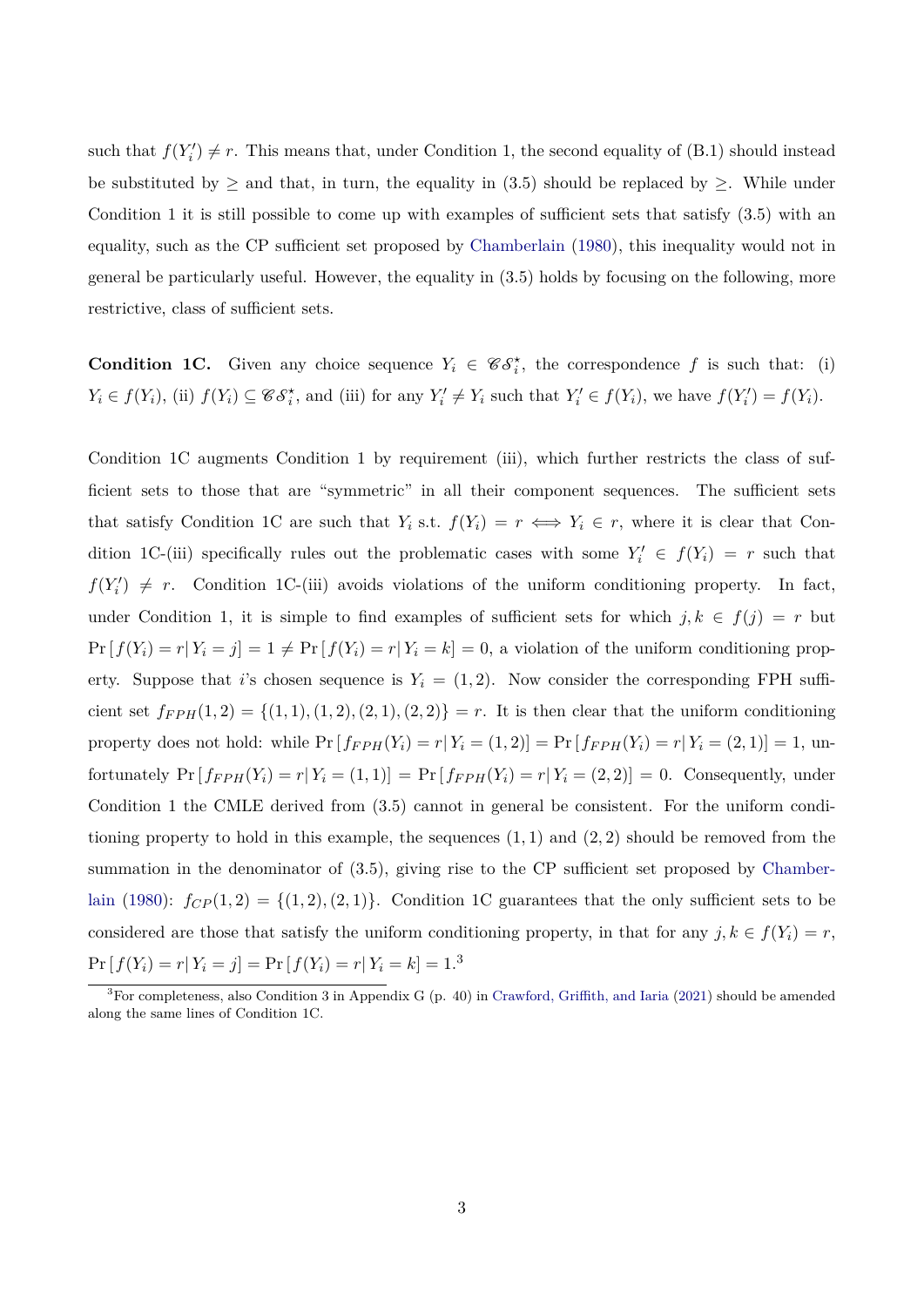such that $f(Y_i') \neq r$. This means that, under Condition 1, the second equality of (B.1) should instead be substituted by $\geq$ and that, in turn, the equality in (3.5) should be replaced by $\geq$. While under Condition 1 it is still possible to come up with examples of sufficient sets that satisfy (3.5) with an equality, such as the CP sufficient set proposed by Chamberlain (1980), this inequality would not in general be particularly useful. However, the equality in (3.5) holds by focusing on the following, more restrictive, class of sufficient sets.

**Condition 1C.** Given any choice sequence $Y_i \in \mathscr{CS}_i^\star$, the correspondence $f$ is such that: (i) $Y_i \in f(Y_i)$, (ii) $f(Y_i) \subseteq \mathscr{CS}_i^\star$, and (iii) for any $Y_i' \neq Y_i$ such that $Y_i' \in f(Y_i)$, we have $f(Y_i') = f(Y_i)$.

Condition 1C augments Condition 1 by requirement (iii), which further restricts the class of sufficient sets to those that are "symmetric" in all their component sequences. The sufficient sets that satisfy Condition 1C are such that $Y_i$ s.t. $f(Y_i) = r \iff Y_i \in r$, where it is clear that Condition 1C-(iii) specifically rules out the problematic cases with some $Y_i' \in f(Y_i) = r$ such that $f(Y_i') \neq r$. Condition 1C-(iii) avoids violations of the uniform conditioning property. In fact, under Condition 1, it is simple to find examples of sufficient sets for which $j, k \in f(j) = r$ but $\Pr[f(Y_i) = r | Y_i = j] = 1 \neq \Pr[f(Y_i) = r | Y_i = k] = 0$, a violation of the uniform conditioning property. Suppose that $i$'s chosen sequence is $Y_i = (1, 2)$. Now consider the corresponding FPH sufficient set $f_{FPH}(1,2) = \{(1,1), (1,2), (2,1), (2,2)\} = r$. It is then clear that the uniform conditioning property does not hold: while $\Pr[f_{FPH}(Y_i) = r | Y_i = (1,2)] = \Pr[f_{FPH}(Y_i) = r | Y_i = (2,1)] = 1$, unfortunately $\Pr[f_{FPH}(Y_i) = r | Y_i = (1,1)] = \Pr[f_{FPH}(Y_i) = r | Y_i = (2,2)] = 0$. Consequently, under Condition 1 the CMLE derived from (3.5) cannot in general be consistent. For the uniform conditioning property to hold in this example, the sequences $(1,1)$ and $(2,2)$ should be removed from the summation in the denominator of (3.5), giving rise to the CP sufficient set proposed by Chamberlain (1980): $f_{CP}(1,2) = \{(1,2), (2,1)\}$. Condition 1C guarantees that the only sufficient sets to be considered are those that satisfy the uniform conditioning property, in that for any $j, k \in f(Y_i) = r$, $\Pr[f(Y_i) = r | Y_i = j] = \Pr[f(Y_i) = r | Y_i = k] = 1$.[3]

[3] For completeness, also Condition 3 in Appendix G (p. 40) in Crawford, Griffith, and Iaria (2021) should be amended along the same lines of Condition 1C.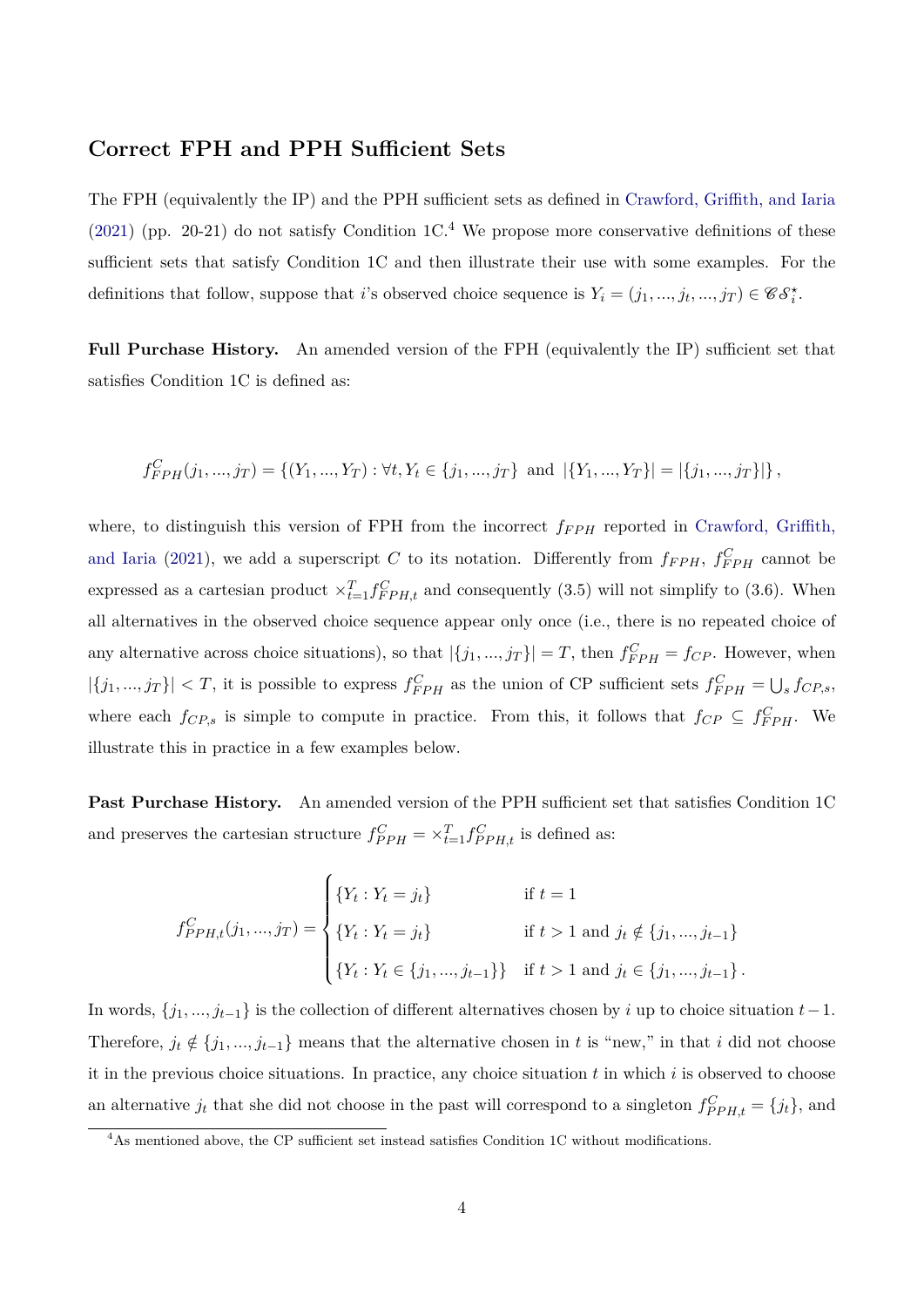## Correct FPH and PPH Sufficient Sets

The FPH (equivalently the IP) and the PPH sufficient sets as defined in Crawford, Griffith, and Iaria (2021) (pp. 20-21) do not satisfy Condition 1C.[4] We propose more conservative definitions of these sufficient sets that satisfy Condition 1C and then illustrate their use with some examples. For the definitions that follow, suppose that $i$'s observed choice sequence is $Y_i = (j_1, ..., j_t, ..., j_T) \in \mathscr{CS}_i^\star$.

**Full Purchase History.** An amended version of the FPH (equivalently the IP) sufficient set that satisfies Condition 1C is defined as:

$$f_{FPH}^C(j_1, ..., j_T) = \{(Y_1, ..., Y_T) : \forall t, Y_t \in \{j_1, ..., j_T\} \text{ and } |\{Y_1, ..., Y_T\}| = |\{j_1, ..., j_T\}|\},$$

where, to distinguish this version of FPH from the incorrect $f_{FPH}$ reported in Crawford, Griffith, and Iaria (2021), we add a superscript $C$ to its notation. Differently from $f_{FPH}$, $f_{FPH}^C$ cannot be expressed as a cartesian product $\times_{t=1}^T f_{FPH,t}^C$ and consequently (3.5) will not simplify to (3.6). When all alternatives in the observed choice sequence appear only once (i.e., there is no repeated choice of any alternative across choice situations), so that $|\{j_1, ..., j_T\}| = T$, then $f_{FPH}^C = f_{CP}$. However, when $|\{j_1, ..., j_T\}| < T$, it is possible to express $f_{FPH}^C$ as the union of CP sufficient sets $f_{FPH}^C = \bigcup_s f_{CP,s}$, where each $f_{CP,s}$ is simple to compute in practice. From this, it follows that $f_{CP} \subseteq f_{FPH}^C$. We illustrate this in practice in a few examples below.

**Past Purchase History.** An amended version of the PPH sufficient set that satisfies Condition 1C and preserves the cartesian structure $f_{PPH}^C = \times_{t=1}^T f_{PPH,t}^C$ is defined as:

$$f_{PPH,t}^C(j_1, ..., j_T) = \begin{cases} \{Y_t : Y_t = j_t\} & \text{if } t = 1 \\ \{Y_t : Y_t = j_t\} & \text{if } t > 1 \text{ and } j_t \notin \{j_1, ..., j_{t-1}\} \\ \{Y_t : Y_t \in \{j_1, ..., j_{t-1}\}\} & \text{if } t > 1 \text{ and } j_t \in \{j_1, ..., j_{t-1}\}. \end{cases}$$

In words, $\{j_1, ..., j_{t-1}\}$ is the collection of different alternatives chosen by $i$ up to choice situation $t-1$. Therefore, $j_t \notin \{j_1, ..., j_{t-1}\}$ means that the alternative chosen in $t$ is "new," in that $i$ did not choose it in the previous choice situations. In practice, any choice situation $t$ in which $i$ is observed to choose an alternative $j_t$ that she did not choose in the past will correspond to a singleton $f_{PPH,t}^C = \{j_t\}$, and

[4] As mentioned above, the CP sufficient set instead satisfies Condition 1C without modifications.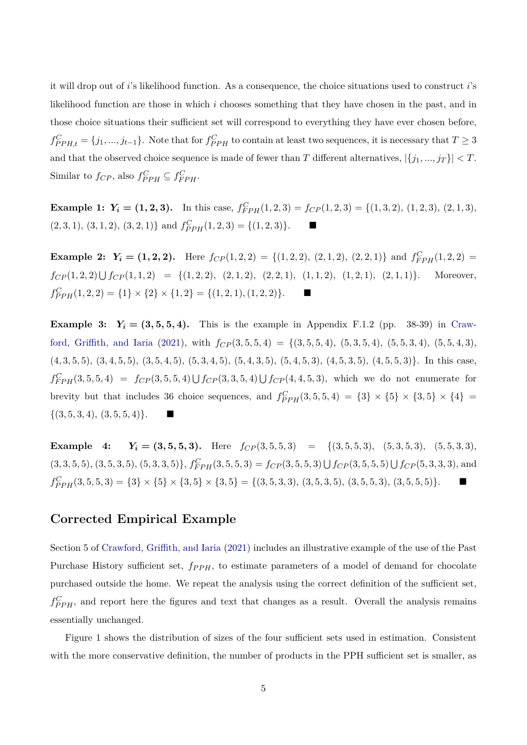it will drop out of $i$'s likelihood function. As a consequence, the choice situations used to construct $i$'s likelihood function are those in which $i$ chooses something that they have chosen in the past, and in those choice situations their sufficient set will correspond to everything they have ever chosen before, $f^C_{PPH,t} = \{j_1, ..., j_{t-1}\}$. Note that for $f^C_{PPH}$ to contain at least two sequences, it is necessary that $T \geq 3$ and that the observed choice sequence is made of fewer than $T$ different alternatives, $|\{j_1, ..., j_T\}| < T$. Similar to $f_{CP}$, also $f^C_{PPH} \subseteq f^C_{FPH}$.

**Example 1: $\boldsymbol{Y_i = (1, 2, 3)}$.** In this case, $f^C_{FPH}(1, 2, 3) = f_{CP}(1, 2, 3) = \{(1, 3, 2),\ (1, 2, 3),\ (2, 1, 3),\ (2, 3, 1),\ (3, 1, 2),\ (3, 2, 1)\}$ and $f^C_{PPH}(1, 2, 3) = \{(1, 2, 3)\}$. ■

**Example 2: $\boldsymbol{Y_i = (1, 2, 2)}$.** Here $f_{CP}(1, 2, 2) = \{(1, 2, 2),\ (2, 1, 2),\ (2, 2, 1)\}$ and $f^C_{FPH}(1, 2, 2) = f_{CP}(1, 2, 2) \bigcup f_{CP}(1, 1, 2) = \{(1, 2, 2),\ (2, 1, 2),\ (2, 2, 1),\ (1, 1, 2),\ (1, 2, 1),\ (2, 1, 1)\}$. Moreover, $f^C_{PPH}(1, 2, 2) = \{1\} \times \{2\} \times \{1, 2\} = \{(1, 2, 1), (1, 2, 2)\}$. ■

**Example 3: $\boldsymbol{Y_i = (3, 5, 5, 4)}$.** This is the example in Appendix F.1.2 (pp. 38-39) in Crawford, Griffith, and Iaria (2021), with $f_{CP}(3, 5, 5, 4) = \{(3, 5, 5, 4),\ (5, 3, 5, 4),\ (5, 5, 3, 4),\ (5, 5, 4, 3),\ (4, 3, 5, 5),\ (3, 4, 5, 5),\ (3, 5, 4, 5),\ (5, 3, 4, 5),\ (5, 4, 3, 5),\ (5, 4, 5, 3),\ (4, 5, 3, 5),\ (4, 5, 5, 3)\}$. In this case, $f^C_{FPH}(3, 5, 5, 4) = f_{CP}(3, 5, 5, 4) \bigcup f_{CP}(3, 3, 5, 4) \bigcup f_{CP}(4, 4, 5, 3)$, which we do not enumerate for brevity but that includes 36 choice sequences, and $f^C_{PPH}(3, 5, 5, 4) = \{3\} \times \{5\} \times \{3, 5\} \times \{4\} = \{(3, 5, 3, 4),\ (3, 5, 5, 4)\}$. ■

**Example 4: $\boldsymbol{Y_i = (3, 5, 5, 3)}$.** Here $f_{CP}(3, 5, 5, 3) = \{(3, 5, 5, 3),\ (5, 3, 5, 3),\ (5, 5, 3, 3),\ (3, 3, 5, 5),\ (3, 5, 3, 5),\ (5, 3, 3, 5)\}$, $f^C_{FPH}(3, 5, 5, 3) = f_{CP}(3, 5, 5, 3) \bigcup f_{CP}(3, 5, 5, 5) \bigcup f_{CP}(5, 3, 3, 3)$, and $f^C_{PPH}(3, 5, 5, 3) = \{3\} \times \{5\} \times \{3, 5\} \times \{3, 5\} = \{(3, 5, 3, 3),\ (3, 5, 3, 5),\ (3, 5, 5, 3),\ (3, 5, 5, 5)\}$. ■

## Corrected Empirical Example

Section 5 of Crawford, Griffith, and Iaria (2021) includes an illustrative example of the use of the Past Purchase History sufficient set, $f_{PPH}$, to estimate parameters of a model of demand for chocolate purchased outside the home. We repeat the analysis using the correct definition of the sufficient set, $f^C_{PPH}$, and report here the figures and text that changes as a result. Overall the analysis remains essentially unchanged.

Figure 1 shows the distribution of sizes of the four sufficient sets used in estimation. Consistent with the more conservative definition, the number of products in the PPH sufficient set is smaller, as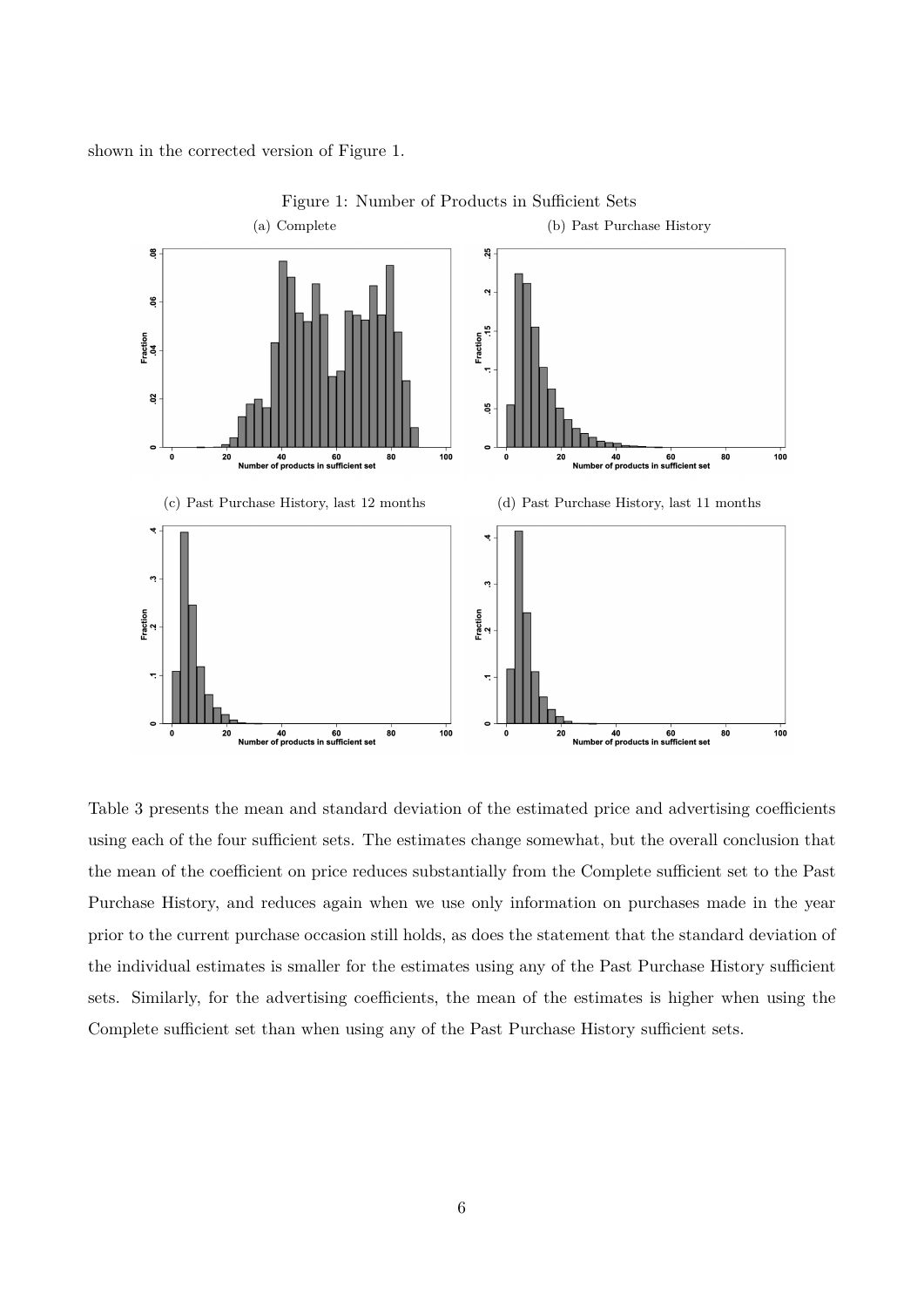shown in the corrected version of Figure 1.

Figure 1: Number of Products in Sufficient Sets

(a) Complete

(b) Past Purchase History

(c) Past Purchase History, last 12 months

(d) Past Purchase History, last 11 months

Table 3 presents the mean and standard deviation of the estimated price and advertising coefficients using each of the four sufficient sets. The estimates change somewhat, but the overall conclusion that the mean of the coefficient on price reduces substantially from the Complete sufficient set to the Past Purchase History, and reduces again when we use only information on purchases made in the year prior to the current purchase occasion still holds, as does the statement that the standard deviation of the individual estimates is smaller for the estimates using any of the Past Purchase History sufficient sets. Similarly, for the advertising coefficients, the mean of the estimates is higher when using the Complete sufficient set than when using any of the Past Purchase History sufficient sets.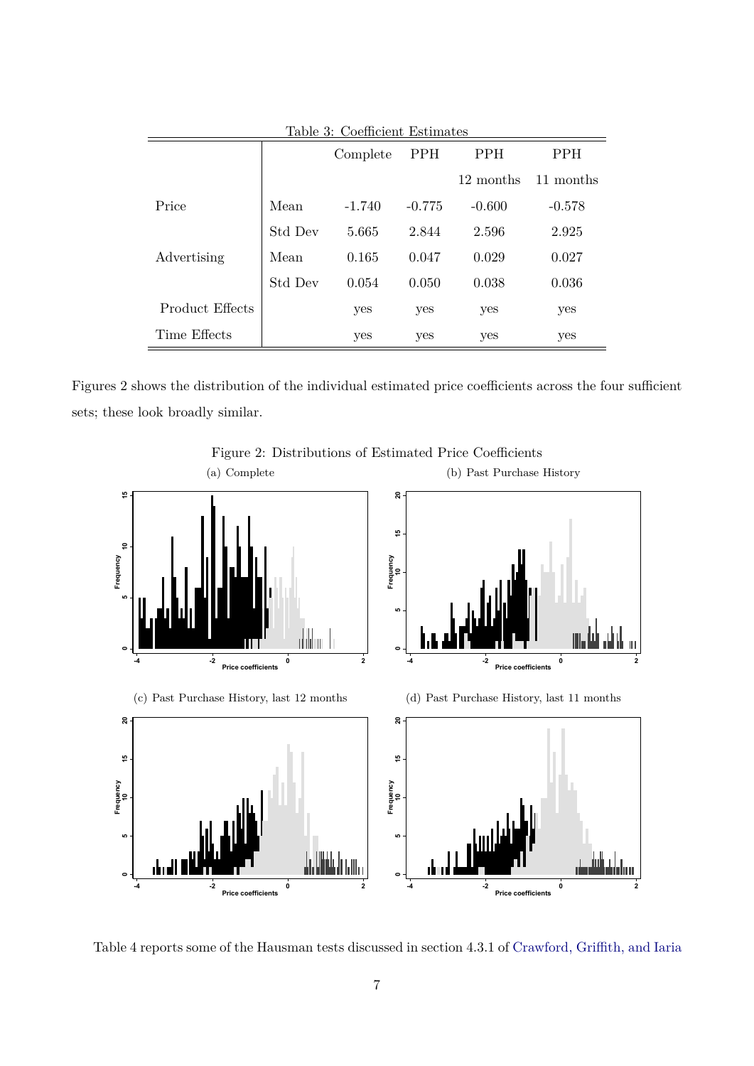Table 3: Coefficient Estimates

| | | Complete | PPH | PPH 12 months | PPH 11 months |
|---|---|---|---|---|---|
| Price | Mean | -1.740 | -0.775 | -0.600 | -0.578 |
| | Std Dev | 5.665 | 2.844 | 2.596 | 2.925 |
| Advertising | Mean | 0.165 | 0.047 | 0.029 | 0.027 |
| | Std Dev | 0.054 | 0.050 | 0.038 | 0.036 |
| Product Effects | | yes | yes | yes | yes |
| Time Effects | | yes | yes | yes | yes |

Figures 2 shows the distribution of the individual estimated price coefficients across the four sufficient sets; these look broadly similar.

Figure 2: Distributions of Estimated Price Coefficients

(a) Complete

(b) Past Purchase History

(c) Past Purchase History, last 12 months

(d) Past Purchase History, last 11 months

Table 4 reports some of the Hausman tests discussed in section 4.3.1 of Crawford, Griffith, and Iaria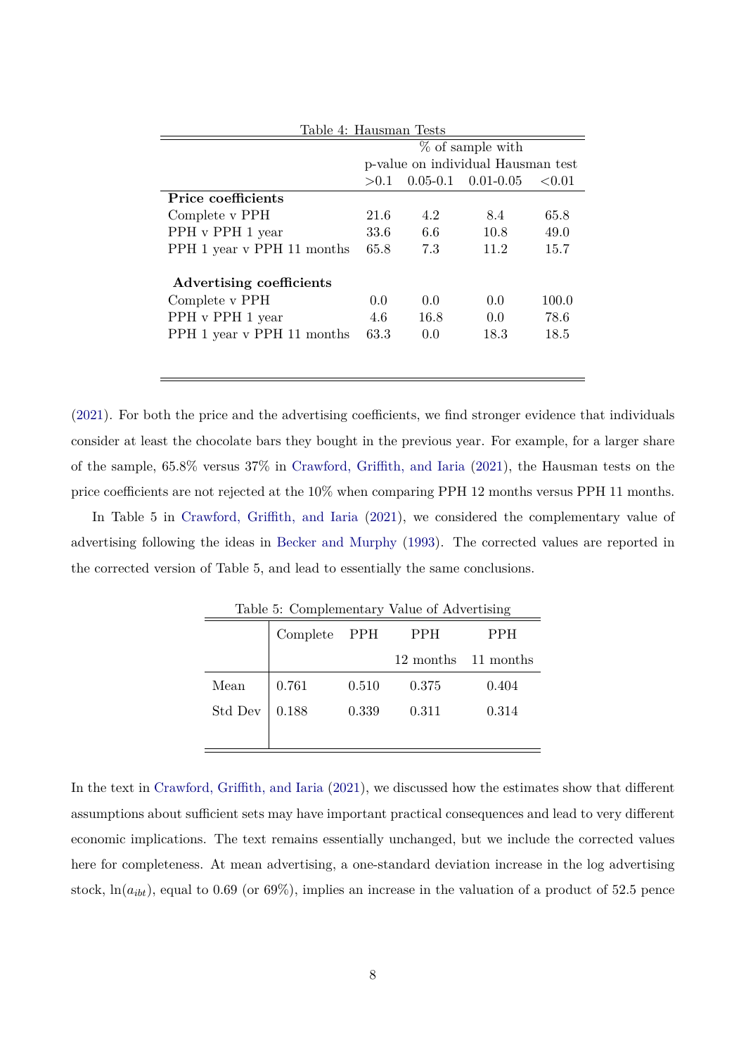Table 4: Hausman Tests

| | % of sample with p-value on individual Hausman test | | | |
|---|---|---|---|---|
| | >0.1 | 0.05-0.1 | 0.01-0.05 | <0.01 |
| **Price coefficients** | | | | |
| Complete v PPH | 21.6 | 4.2 | 8.4 | 65.8 |
| PPH v PPH 1 year | 33.6 | 6.6 | 10.8 | 49.0 |
| PPH 1 year v PPH 11 months | 65.8 | 7.3 | 11.2 | 15.7 |
| **Advertising coefficients** | | | | |
| Complete v PPH | 0.0 | 0.0 | 0.0 | 100.0 |
| PPH v PPH 1 year | 4.6 | 16.8 | 0.0 | 78.6 |
| PPH 1 year v PPH 11 months | 63.3 | 0.0 | 18.3 | 18.5 |

(2021). For both the price and the advertising coefficients, we find stronger evidence that individuals consider at least the chocolate bars they bought in the previous year. For example, for a larger share of the sample, 65.8% versus 37% in Crawford, Griffith, and Iaria (2021), the Hausman tests on the price coefficients are not rejected at the 10% when comparing PPH 12 months versus PPH 11 months.

In Table 5 in Crawford, Griffith, and Iaria (2021), we considered the complementary value of advertising following the ideas in Becker and Murphy (1993). The corrected values are reported in the corrected version of Table 5, and lead to essentially the same conclusions.

Table 5: Complementary Value of Advertising

| | Complete | PPH | PPH 12 months | PPH 11 months |
|---|---|---|---|---|
| Mean | 0.761 | 0.510 | 0.375 | 0.404 |
| Std Dev | 0.188 | 0.339 | 0.311 | 0.314 |

In the text in Crawford, Griffith, and Iaria (2021), we discussed how the estimates show that different assumptions about sufficient sets may have important practical consequences and lead to very different economic implications. The text remains essentially unchanged, but we include the corrected values here for completeness. At mean advertising, a one-standard deviation increase in the log advertising stock, $\ln(a_{ibt})$, equal to 0.69 (or 69%), implies an increase in the valuation of a product of 52.5 pence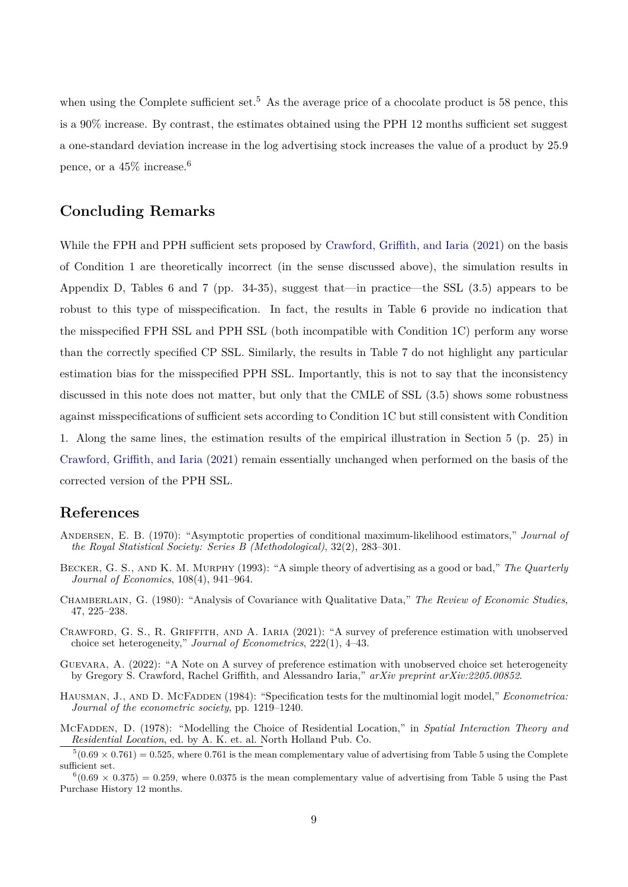when using the Complete sufficient set.[5] As the average price of a chocolate product is 58 pence, this is a 90% increase. By contrast, the estimates obtained using the PPH 12 months sufficient set suggest a one-standard deviation increase in the log advertising stock increases the value of a product by 25.9 pence, or a 45% increase.[6]

## Concluding Remarks

While the FPH and PPH sufficient sets proposed by Crawford, Griffith, and Iaria (2021) on the basis of Condition 1 are theoretically incorrect (in the sense discussed above), the simulation results in Appendix D, Tables 6 and 7 (pp. 34-35), suggest that—in practice—the SSL (3.5) appears to be robust to this type of misspecification. In fact, the results in Table 6 provide no indication that the misspecified FPH SSL and PPH SSL (both incompatible with Condition 1C) perform any worse than the correctly specified CP SSL. Similarly, the results in Table 7 do not highlight any particular estimation bias for the misspecified PPH SSL. Importantly, this is not to say that the inconsistency discussed in this note does not matter, but only that the CMLE of SSL (3.5) shows some robustness against misspecifications of sufficient sets according to Condition 1C but still consistent with Condition 1. Along the same lines, the estimation results of the empirical illustration in Section 5 (p. 25) in Crawford, Griffith, and Iaria (2021) remain essentially unchanged when performed on the basis of the corrected version of the PPH SSL.

## References

Andersen, E. B. (1970): "Asymptotic properties of conditional maximum-likelihood estimators," *Journal of the Royal Statistical Society: Series B (Methodological)*, 32(2), 283–301.

Becker, G. S., and K. M. Murphy (1993): "A simple theory of advertising as a good or bad," *The Quarterly Journal of Economics*, 108(4), 941–964.

Chamberlain, G. (1980): "Analysis of Covariance with Qualitative Data," *The Review of Economic Studies*, 47, 225–238.

Crawford, G. S., R. Griffith, and A. Iaria (2021): "A survey of preference estimation with unobserved choice set heterogeneity," *Journal of Econometrics*, 222(1), 4–43.

Guevara, A. (2022): "A Note on A survey of preference estimation with unobserved choice set heterogeneity by Gregory S. Crawford, Rachel Griffith, and Alessandro Iaria," *arXiv preprint arXiv:2205.00852*.

Hausman, J., and D. McFadden (1984): "Specification tests for the multinomial logit model," *Econometrica: Journal of the econometric society*, pp. 1219–1240.

McFadden, D. (1978): "Modelling the Choice of Residential Location," in *Spatial Interaction Theory and Residential Location*, ed. by A. K. et. al. North Holland Pub. Co.

[5] $(0.69 \times 0.761) = 0.525$, where 0.761 is the mean complementary value of advertising from Table 5 using the Complete sufficient set.

[6] $(0.69 \times 0.375) = 0.259$, where 0.0375 is the mean complementary value of advertising from Table 5 using the Past Purchase History 12 months.